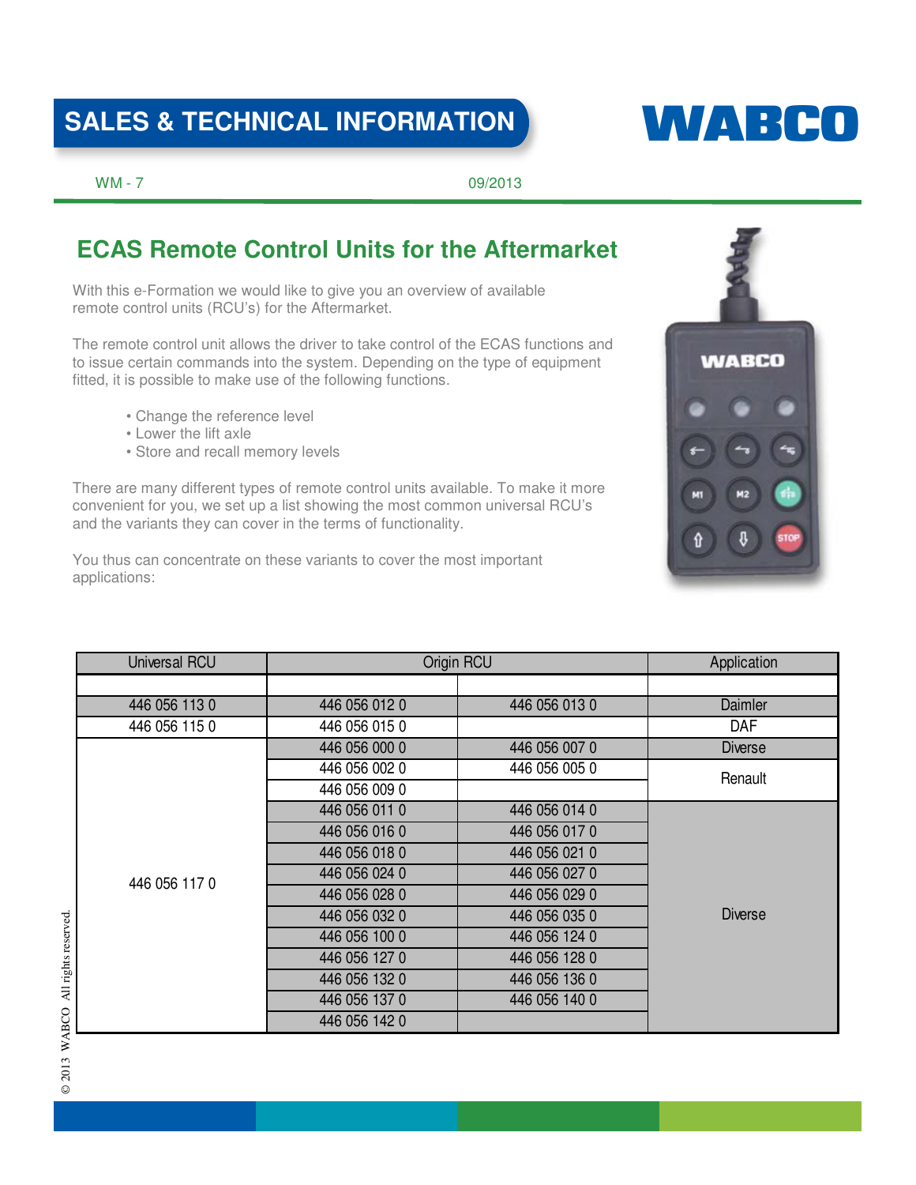# SALES & TECHNICAL INFORMATION

WM - 7 09/2013

## ECAS Remote Control Units for the Aftermarket

With this e-Formation we would like to give you an overview of available remote control units (RCU's) for the Aftermarket.

The remote control unit allows the driver to take control of the ECAS functions and to issue certain commands into the system. Depending on the type of equipment fitted, it is possible to make use of the following functions.

- Change the reference level
- Lower the lift axle
- Store and recall memory levels

There are many different types of remote control units available. To make it more convenient for you, we set up a list showing the most common universal RCU's and the variants they can cover in the terms of functionality.

You thus can concentrate on these variants to cover the most important applications:

| Universal RCU | Origin RCU | | Application |
|---|---|---|---|
| 446 056 113 0 | 446 056 012 0 | 446 056 013 0 | Daimler |
| 446 056 115 0 | 446 056 015 0 | | DAF |
| 446 056 117 0 | 446 056 000 0 | 446 056 007 0 | Diverse |
| | 446 056 002 0 | 446 056 005 0 | Renault |
| | 446 056 009 0 | | |
| | 446 056 011 0 | 446 056 014 0 | Diverse |
| | 446 056 016 0 | 446 056 017 0 | |
| | 446 056 018 0 | 446 056 021 0 | |
| | 446 056 024 0 | 446 056 027 0 | |
| | 446 056 028 0 | 446 056 029 0 | |
| | 446 056 032 0 | 446 056 035 0 | |
| | 446 056 100 0 | 446 056 124 0 | |
| | 446 056 127 0 | 446 056 128 0 | |
| | 446 056 132 0 | 446 056 136 0 | |
| | 446 056 137 0 | 446 056 140 0 | |
| | 446 056 142 0 | | |

© 2013 WABCO All rights reserved.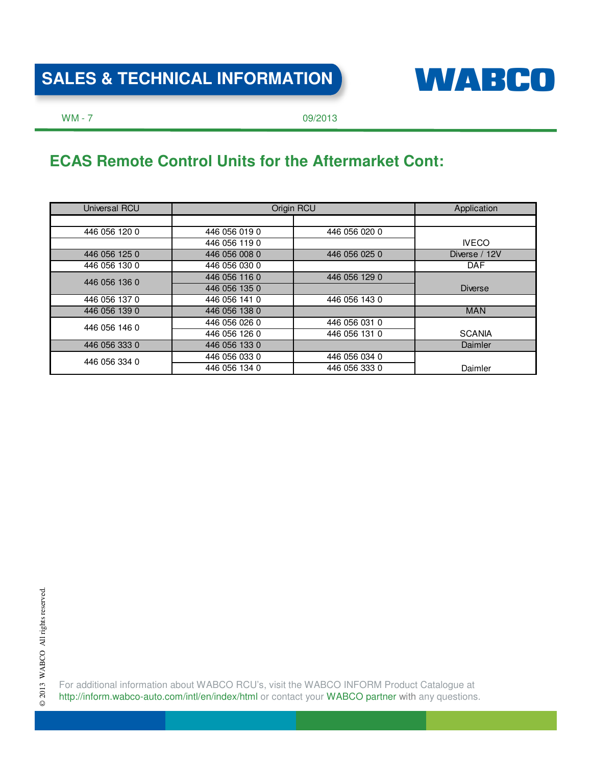## ECAS Remote Control Units for the Aftermarket Cont:

| Universal RCU | Origin RCU | | Application |
|---|---|---|---|
| | | | |
| 446 056 120 0 | 446 056 019 0 | 446 056 020 0 | |
| | 446 056 119 0 | | IVECO |
| 446 056 125 0 | 446 056 008 0 | 446 056 025 0 | Diverse / 12V |
| 446 056 130 0 | 446 056 030 0 | | DAF |
| 446 056 136 0 | 446 056 116 0 | 446 056 129 0 | |
| | 446 056 135 0 | | Diverse |
| 446 056 137 0 | 446 056 141 0 | 446 056 143 0 | |
| 446 056 139 0 | 446 056 138 0 | | MAN |
| 446 056 146 0 | 446 056 026 0 | 446 056 031 0 | |
| | 446 056 126 0 | 446 056 131 0 | SCANIA |
| 446 056 333 0 | 446 056 133 0 | | Daimler |
| 446 056 334 0 | 446 056 033 0 | 446 056 034 0 | |
| | 446 056 134 0 | 446 056 333 0 | Daimler |

For additional information about WABCO RCU's, visit the WABCO INFORM Product Catalogue at http://inform.wabco-auto.com/intl/en/index/html or contact your WABCO partner with any questions.

© 2013 WABCO All rights reserved.